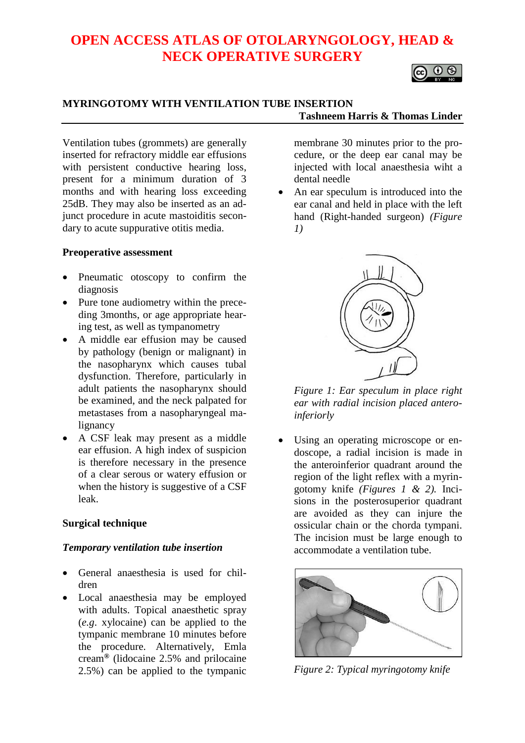# OPEN ACCESS ATLAS OF OTOLARYNGOLOGY, HEAD & NECK OPERATIVE SURGERY

## MYRINGOTOMY WITH VENTILATION TUBE INSERTION

**Tashneem Harris & Thomas Linder**

Ventilation tubes (grommets) are generally inserted for refractory middle ear effusions with persistent conductive hearing loss, present for a minimum duration of 3 months and with hearing loss exceeding 25dB. They may also be inserted as an adjunct procedure in acute mastoiditis secondary to acute suppurative otitis media.

### Preoperative assessment

- Pneumatic otoscopy to confirm the diagnosis
- Pure tone audiometry within the preceding 3months, or age appropriate hearing test, as well as tympanometry
- A middle ear effusion may be caused by pathology (benign or malignant) in the nasopharynx which causes tubal dysfunction. Therefore, particularly in adult patients the nasopharynx should be examined, and the neck palpated for metastases from a nasopharyngeal malignancy
- A CSF leak may present as a middle ear effusion. A high index of suspicion is therefore necessary in the presence of a clear serous or watery effusion or when the history is suggestive of a CSF leak.

### Surgical technique

#### *Temporary ventilation tube insertion*

- General anaesthesia is used for children
- Local anaesthesia may be employed with adults. Topical anaesthetic spray (*e.g.* xylocaine) can be applied to the tympanic membrane 10 minutes before the procedure. Alternatively, Emla cream® (lidocaine 2.5% and prilocaine 2.5%) can be applied to the tympanic membrane 30 minutes prior to the procedure, or the deep ear canal may be injected with local anaesthesia wiht a dental needle
- An ear speculum is introduced into the ear canal and held in place with the left hand (Right-handed surgeon) *(Figure 1)*

*Figure 1: Ear speculum in place right ear with radial incision placed antero-inferiorly*

- Using an operating microscope or endoscope, a radial incision is made in the anteroinferior quadrant around the region of the light reflex with a myringotomy knife *(Figures 1 & 2).* Incisions in the posterosuperior quadrant are avoided as they can injure the ossicular chain or the chorda tympani. The incision must be large enough to accommodate a ventilation tube.

*Figure 2: Typical myringotomy knife*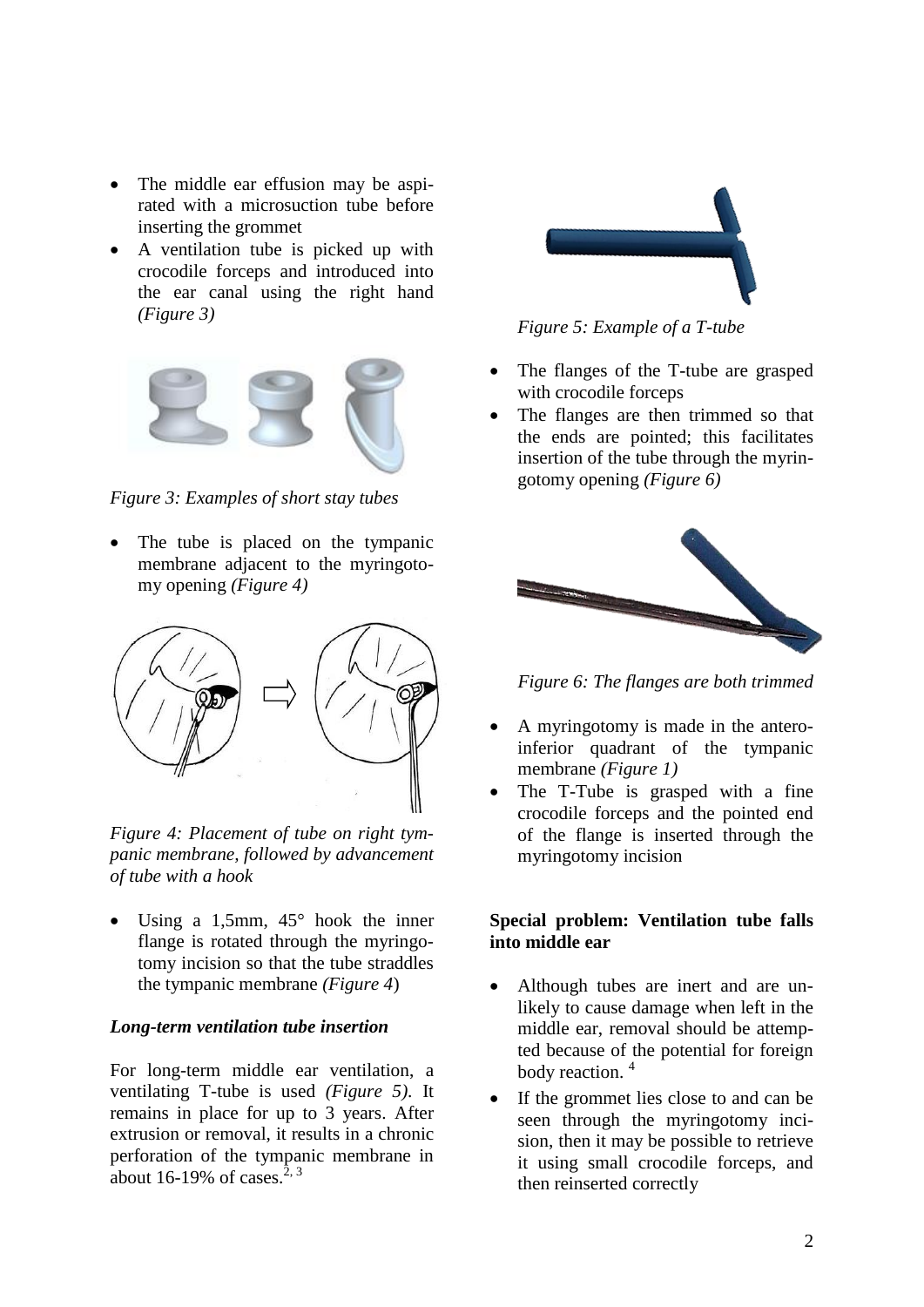- The middle ear effusion may be aspirated with a microsuction tube before inserting the grommet
- A ventilation tube is picked up with crocodile forceps and introduced into the ear canal using the right hand *(Figure 3)*

*Figure 3: Examples of short stay tubes*

- The tube is placed on the tympanic membrane adjacent to the myringotomy opening *(Figure 4)*

*Figure 4: Placement of tube on right tympanic membrane, followed by advancement of tube with a hook*

- Using a 1,5mm, 45° hook the inner flange is rotated through the myringotomy incision so that the tube straddles the tympanic membrane *(Figure 4)*

***Long-term ventilation tube insertion***

For long-term middle ear ventilation, a ventilating T-tube is used *(Figure 5)*. It remains in place for up to 3 years. After extrusion or removal, it results in a chronic perforation of the tympanic membrane in about 16-19% of cases.[2, 3]

*Figure 5: Example of a T-tube*

- The flanges of the T-tube are grasped with crocodile forceps
- The flanges are then trimmed so that the ends are pointed; this facilitates insertion of the tube through the myringotomy opening *(Figure 6)*

*Figure 6: The flanges are both trimmed*

- A myringotomy is made in the antero-inferior quadrant of the tympanic membrane *(Figure 1)*
- The T-Tube is grasped with a fine crocodile forceps and the pointed end of the flange is inserted through the myringotomy incision

**Special problem: Ventilation tube falls into middle ear**

- Although tubes are inert and are unlikely to cause damage when left in the middle ear, removal should be attempted because of the potential for foreign body reaction. [4]
- If the grommet lies close to and can be seen through the myringotomy incision, then it may be possible to retrieve it using small crocodile forceps, and then reinserted correctly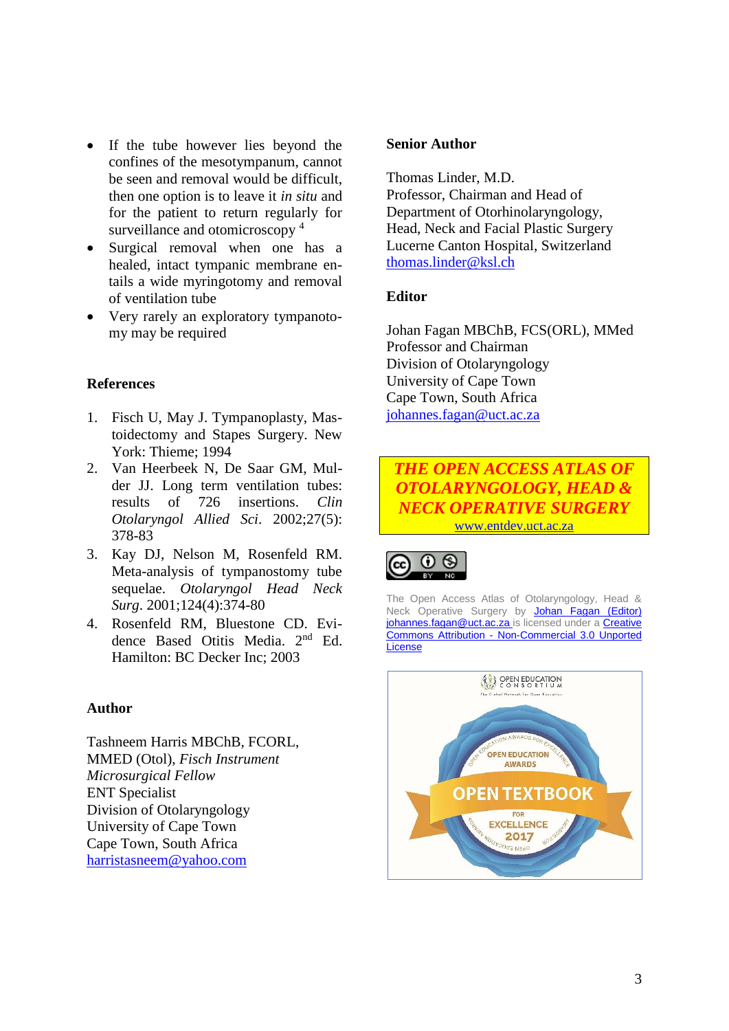- If the tube however lies beyond the confines of the mesotympanum, cannot be seen and removal would be difficult, then one option is to leave it *in situ* and for the patient to return regularly for surveillance and otomicroscopy [4]
- Surgical removal when one has a healed, intact tympanic membrane entails a wide myringotomy and removal of ventilation tube
- Very rarely an exploratory tympanotomy may be required

## References

1. Fisch U, May J. Tympanoplasty, Mastoidectomy and Stapes Surgery. New York: Thieme; 1994
2. Van Heerbeek N, De Saar GM, Mulder JJ. Long term ventilation tubes: results of 726 insertions. *Clin Otolaryngol Allied Sci*. 2002;27(5): 378-83
3. Kay DJ, Nelson M, Rosenfeld RM. Meta-analysis of tympanostomy tube sequelae. *Otolaryngol Head Neck Surg*. 2001;124(4):374-80
4. Rosenfeld RM, Bluestone CD. Evidence Based Otitis Media. 2nd Ed. Hamilton: BC Decker Inc; 2003

## Author

Tashneem Harris MBChB, FCORL, MMED (Otol), *Fisch Instrument Microsurgical Fellow*
ENT Specialist
Division of Otolaryngology
University of Cape Town
Cape Town, South Africa
harristasneem@yahoo.com

## Senior Author

Thomas Linder, M.D.
Professor, Chairman and Head of Department of Otorhinolaryngology, Head, Neck and Facial Plastic Surgery
Lucerne Canton Hospital, Switzerland
thomas.linder@ksl.ch

## Editor

Johan Fagan MBChB, FCS(ORL), MMed
Professor and Chairman
Division of Otolaryngology
University of Cape Town
Cape Town, South Africa
johannes.fagan@uct.ac.za

***THE OPEN ACCESS ATLAS OF OTOLARYNGOLOGY, HEAD & NECK OPERATIVE SURGERY***
www.entdev.uct.ac.za

The Open Access Atlas of Otolaryngology, Head & Neck Operative Surgery by Johan Fagan (Editor) johannes.fagan@uct.ac.za is licensed under a Creative Commons Attribution - Non-Commercial 3.0 Unported License